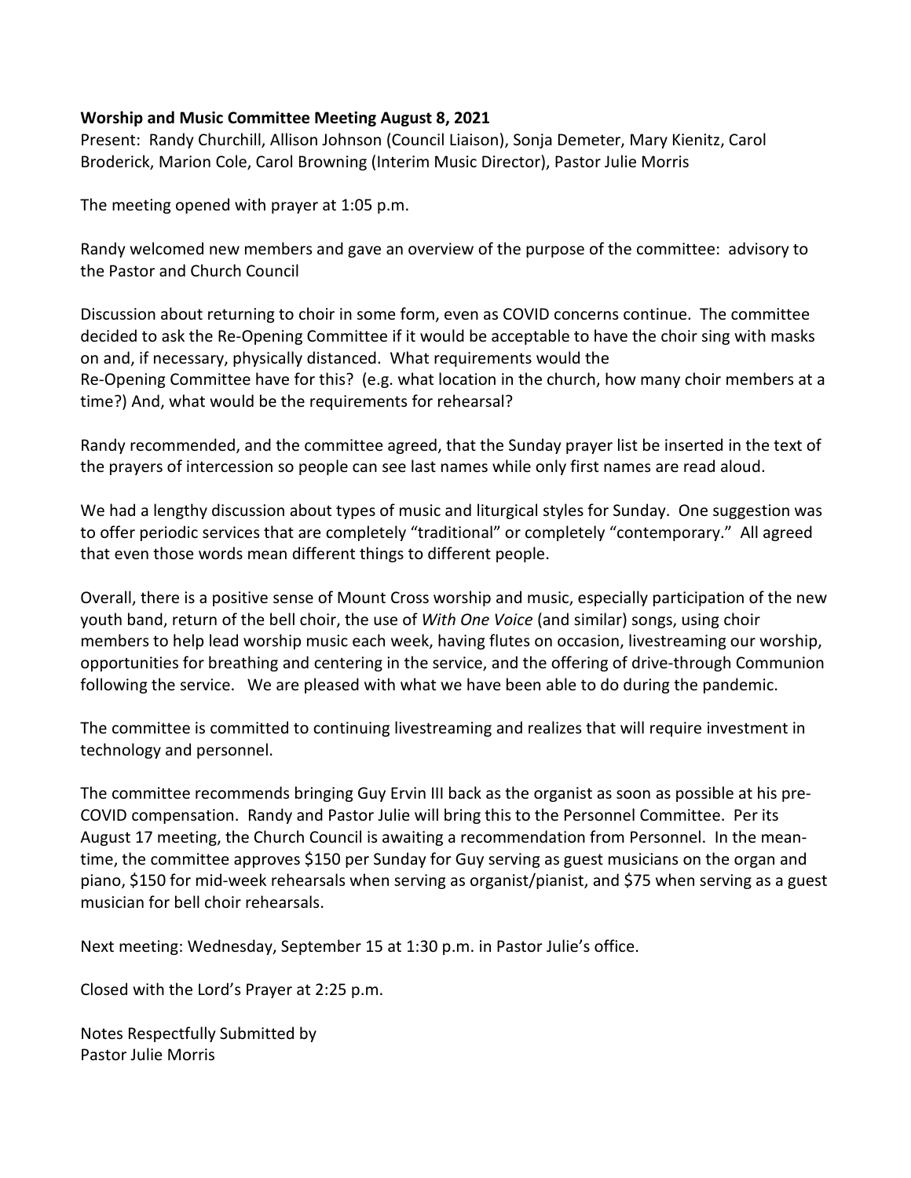**Worship and Music Committee Meeting August 8, 2021**

Present: Randy Churchill, Allison Johnson (Council Liaison), Sonja Demeter, Mary Kienitz, Carol Broderick, Marion Cole, Carol Browning (Interim Music Director), Pastor Julie Morris

The meeting opened with prayer at 1:05 p.m.

Randy welcomed new members and gave an overview of the purpose of the committee: advisory to the Pastor and Church Council

Discussion about returning to choir in some form, even as COVID concerns continue. The committee decided to ask the Re-Opening Committee if it would be acceptable to have the choir sing with masks on and, if necessary, physically distanced. What requirements would the Re-Opening Committee have for this? (e.g. what location in the church, how many choir members at a time?) And, what would be the requirements for rehearsal?

Randy recommended, and the committee agreed, that the Sunday prayer list be inserted in the text of the prayers of intercession so people can see last names while only first names are read aloud.

We had a lengthy discussion about types of music and liturgical styles for Sunday. One suggestion was to offer periodic services that are completely "traditional" or completely "contemporary." All agreed that even those words mean different things to different people.

Overall, there is a positive sense of Mount Cross worship and music, especially participation of the new youth band, return of the bell choir, the use of *With One Voice* (and similar) songs, using choir members to help lead worship music each week, having flutes on occasion, livestreaming our worship, opportunities for breathing and centering in the service, and the offering of drive-through Communion following the service. We are pleased with what we have been able to do during the pandemic.

The committee is committed to continuing livestreaming and realizes that will require investment in technology and personnel.

The committee recommends bringing Guy Ervin III back as the organist as soon as possible at his pre-COVID compensation. Randy and Pastor Julie will bring this to the Personnel Committee. Per its August 17 meeting, the Church Council is awaiting a recommendation from Personnel. In the meantime, the committee approves $150 per Sunday for Guy serving as guest musicians on the organ and piano, $150 for mid-week rehearsals when serving as organist/pianist, and $75 when serving as a guest musician for bell choir rehearsals.

Next meeting: Wednesday, September 15 at 1:30 p.m. in Pastor Julie's office.

Closed with the Lord's Prayer at 2:25 p.m.

Notes Respectfully Submitted by
Pastor Julie Morris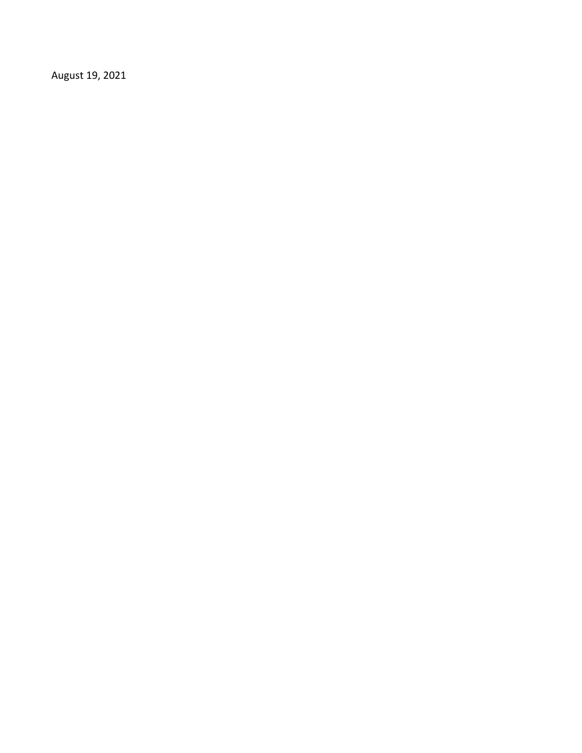August 19, 2021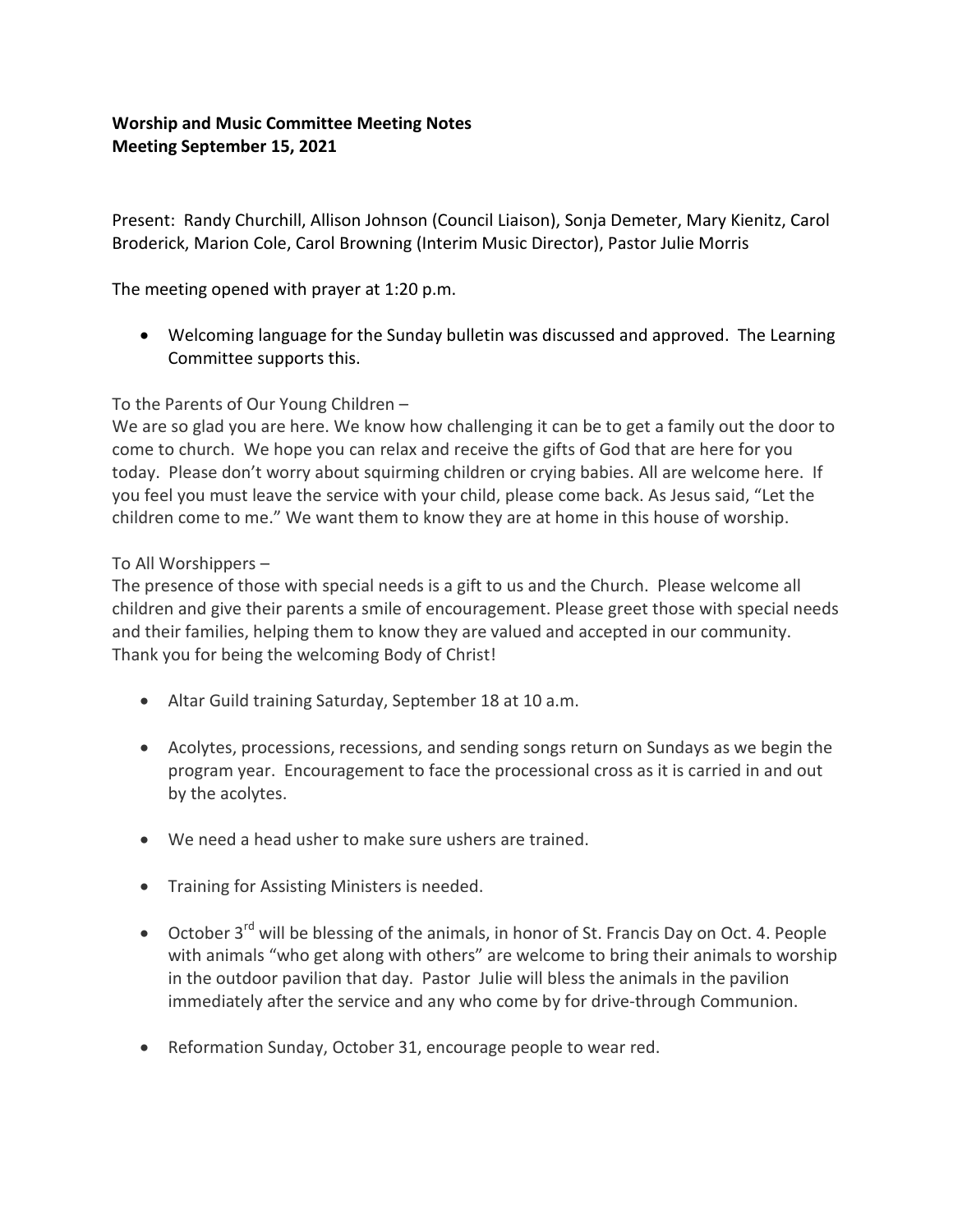**Worship and Music Committee Meeting Notes**
**Meeting September 15, 2021**

Present: Randy Churchill, Allison Johnson (Council Liaison), Sonja Demeter, Mary Kienitz, Carol Broderick, Marion Cole, Carol Browning (Interim Music Director), Pastor Julie Morris

The meeting opened with prayer at 1:20 p.m.

- Welcoming language for the Sunday bulletin was discussed and approved. The Learning Committee supports this.

To the Parents of Our Young Children –
We are so glad you are here. We know how challenging it can be to get a family out the door to come to church. We hope you can relax and receive the gifts of God that are here for you today. Please don't worry about squirming children or crying babies. All are welcome here. If you feel you must leave the service with your child, please come back. As Jesus said, "Let the children come to me." We want them to know they are at home in this house of worship.

To All Worshippers –
The presence of those with special needs is a gift to us and the Church. Please welcome all children and give their parents a smile of encouragement. Please greet those with special needs and their families, helping them to know they are valued and accepted in our community. Thank you for being the welcoming Body of Christ!

- Altar Guild training Saturday, September 18 at 10 a.m.

- Acolytes, processions, recessions, and sending songs return on Sundays as we begin the program year. Encouragement to face the processional cross as it is carried in and out by the acolytes.

- We need a head usher to make sure ushers are trained.

- Training for Assisting Ministers is needed.

- October 3rd will be blessing of the animals, in honor of St. Francis Day on Oct. 4. People with animals "who get along with others" are welcome to bring their animals to worship in the outdoor pavilion that day. Pastor Julie will bless the animals in the pavilion immediately after the service and any who come by for drive-through Communion.

- Reformation Sunday, October 31, encourage people to wear red.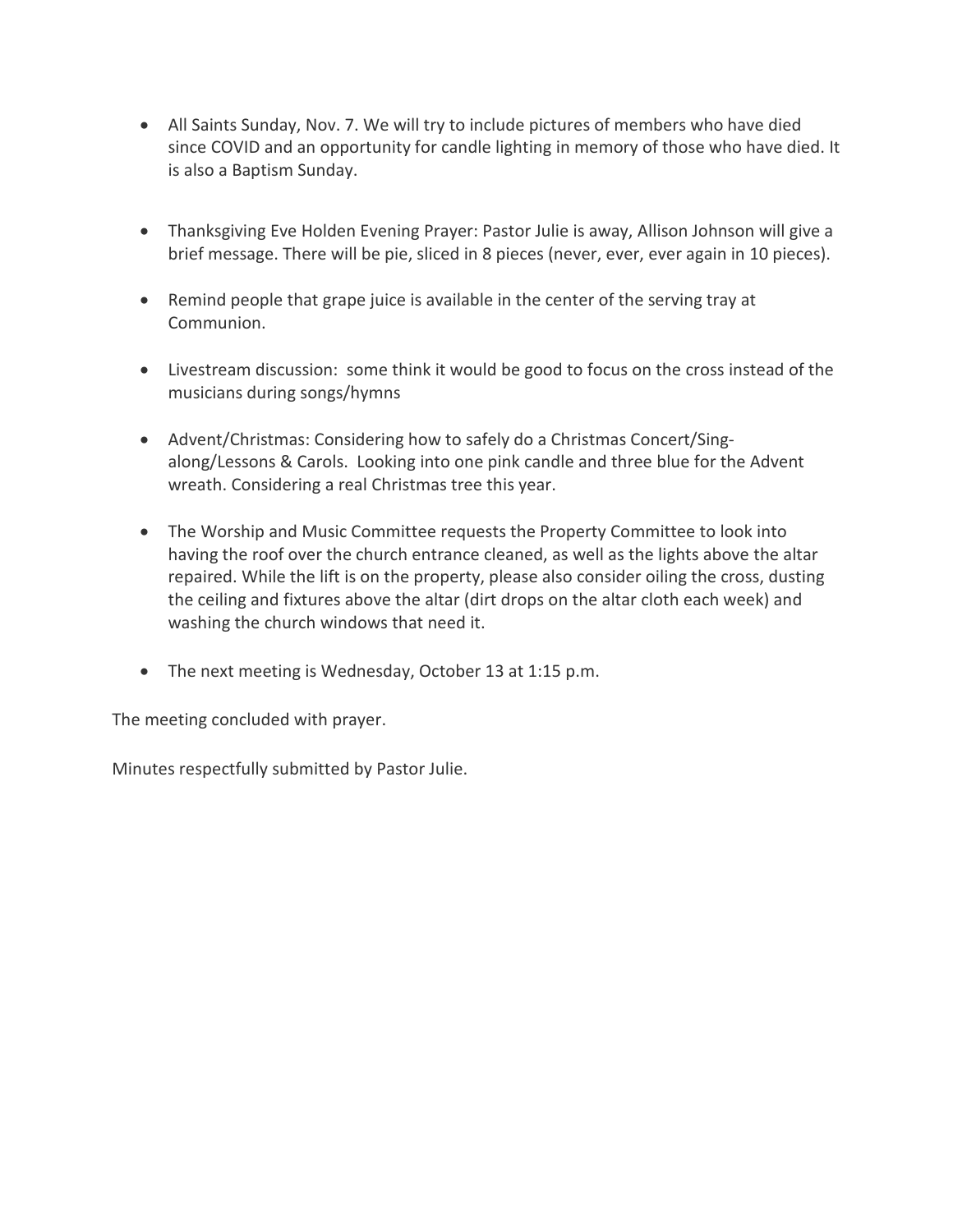- All Saints Sunday, Nov. 7. We will try to include pictures of members who have died since COVID and an opportunity for candle lighting in memory of those who have died. It is also a Baptism Sunday.

- Thanksgiving Eve Holden Evening Prayer: Pastor Julie is away, Allison Johnson will give a brief message. There will be pie, sliced in 8 pieces (never, ever, ever again in 10 pieces).

- Remind people that grape juice is available in the center of the serving tray at Communion.

- Livestream discussion: some think it would be good to focus on the cross instead of the musicians during songs/hymns

- Advent/Christmas: Considering how to safely do a Christmas Concert/Sing-along/Lessons & Carols. Looking into one pink candle and three blue for the Advent wreath. Considering a real Christmas tree this year.

- The Worship and Music Committee requests the Property Committee to look into having the roof over the church entrance cleaned, as well as the lights above the altar repaired. While the lift is on the property, please also consider oiling the cross, dusting the ceiling and fixtures above the altar (dirt drops on the altar cloth each week) and washing the church windows that need it.

- The next meeting is Wednesday, October 13 at 1:15 p.m.

The meeting concluded with prayer.

Minutes respectfully submitted by Pastor Julie.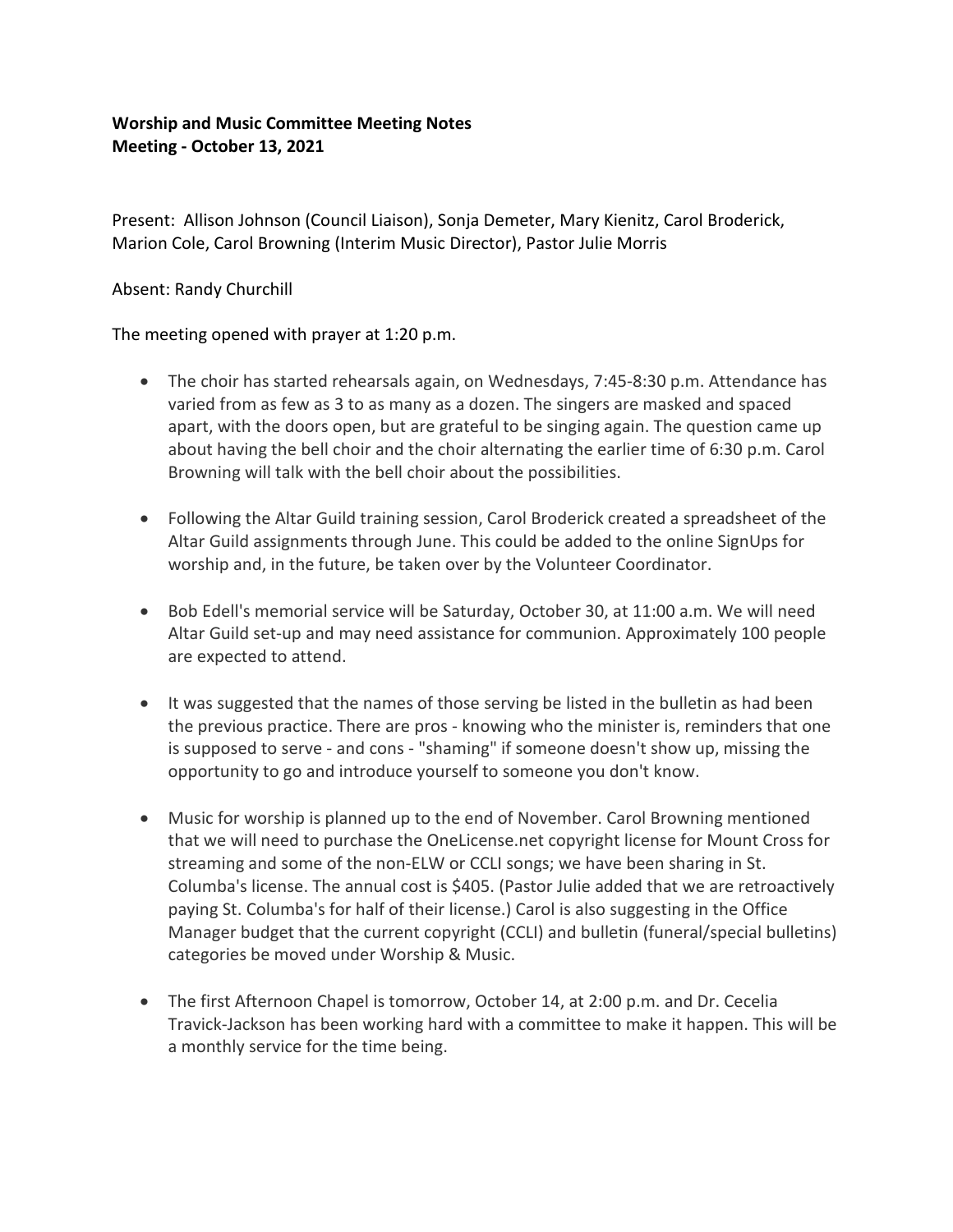**Worship and Music Committee Meeting Notes**
**Meeting - October 13, 2021**

Present: Allison Johnson (Council Liaison), Sonja Demeter, Mary Kienitz, Carol Broderick, Marion Cole, Carol Browning (Interim Music Director), Pastor Julie Morris

Absent: Randy Churchill

The meeting opened with prayer at 1:20 p.m.

- The choir has started rehearsals again, on Wednesdays, 7:45-8:30 p.m. Attendance has varied from as few as 3 to as many as a dozen. The singers are masked and spaced apart, with the doors open, but are grateful to be singing again. The question came up about having the bell choir and the choir alternating the earlier time of 6:30 p.m. Carol Browning will talk with the bell choir about the possibilities.

- Following the Altar Guild training session, Carol Broderick created a spreadsheet of the Altar Guild assignments through June. This could be added to the online SignUps for worship and, in the future, be taken over by the Volunteer Coordinator.

- Bob Edell's memorial service will be Saturday, October 30, at 11:00 a.m. We will need Altar Guild set-up and may need assistance for communion. Approximately 100 people are expected to attend.

- It was suggested that the names of those serving be listed in the bulletin as had been the previous practice. There are pros - knowing who the minister is, reminders that one is supposed to serve - and cons - "shaming" if someone doesn't show up, missing the opportunity to go and introduce yourself to someone you don't know.

- Music for worship is planned up to the end of November. Carol Browning mentioned that we will need to purchase the OneLicense.net copyright license for Mount Cross for streaming and some of the non-ELW or CCLI songs; we have been sharing in St. Columba's license. The annual cost is $405. (Pastor Julie added that we are retroactively paying St. Columba's for half of their license.) Carol is also suggesting in the Office Manager budget that the current copyright (CCLI) and bulletin (funeral/special bulletins) categories be moved under Worship & Music.

- The first Afternoon Chapel is tomorrow, October 14, at 2:00 p.m. and Dr. Cecelia Travick-Jackson has been working hard with a committee to make it happen. This will be a monthly service for the time being.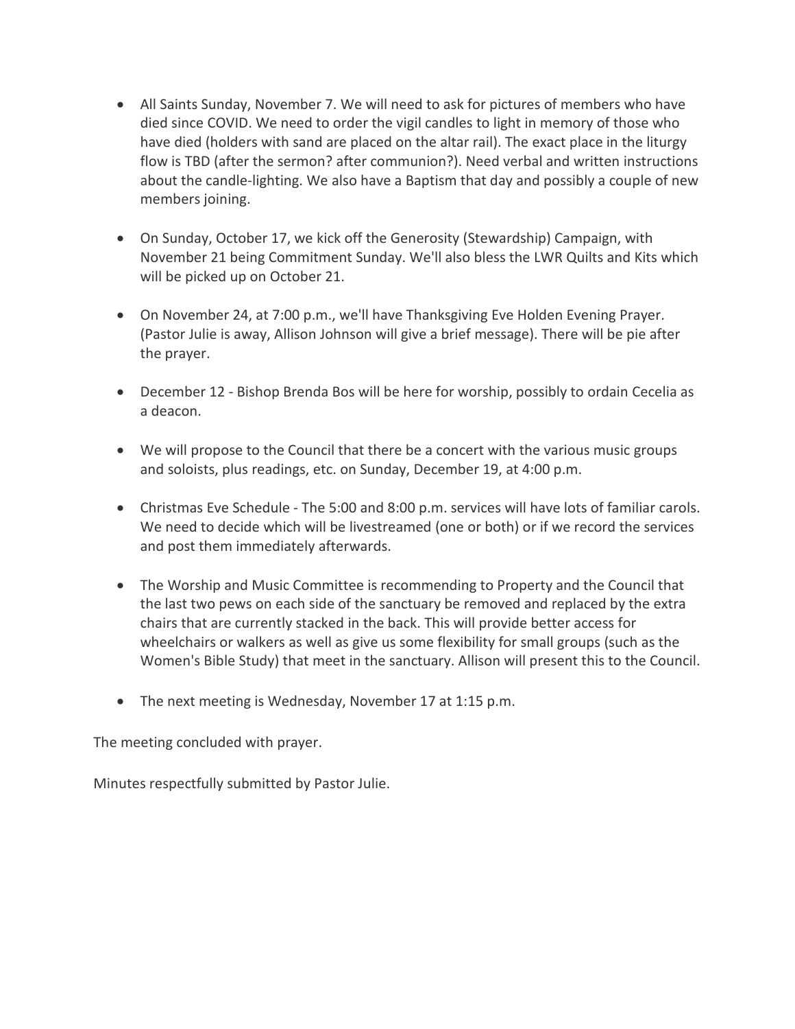- All Saints Sunday, November 7. We will need to ask for pictures of members who have died since COVID. We need to order the vigil candles to light in memory of those who have died (holders with sand are placed on the altar rail). The exact place in the liturgy flow is TBD (after the sermon? after communion?). Need verbal and written instructions about the candle-lighting. We also have a Baptism that day and possibly a couple of new members joining.

- On Sunday, October 17, we kick off the Generosity (Stewardship) Campaign, with November 21 being Commitment Sunday. We'll also bless the LWR Quilts and Kits which will be picked up on October 21.

- On November 24, at 7:00 p.m., we'll have Thanksgiving Eve Holden Evening Prayer. (Pastor Julie is away, Allison Johnson will give a brief message). There will be pie after the prayer.

- December 12 - Bishop Brenda Bos will be here for worship, possibly to ordain Cecelia as a deacon.

- We will propose to the Council that there be a concert with the various music groups and soloists, plus readings, etc. on Sunday, December 19, at 4:00 p.m.

- Christmas Eve Schedule - The 5:00 and 8:00 p.m. services will have lots of familiar carols. We need to decide which will be livestreamed (one or both) or if we record the services and post them immediately afterwards.

- The Worship and Music Committee is recommending to Property and the Council that the last two pews on each side of the sanctuary be removed and replaced by the extra chairs that are currently stacked in the back. This will provide better access for wheelchairs or walkers as well as give us some flexibility for small groups (such as the Women's Bible Study) that meet in the sanctuary. Allison will present this to the Council.

- The next meeting is Wednesday, November 17 at 1:15 p.m.

The meeting concluded with prayer.

Minutes respectfully submitted by Pastor Julie.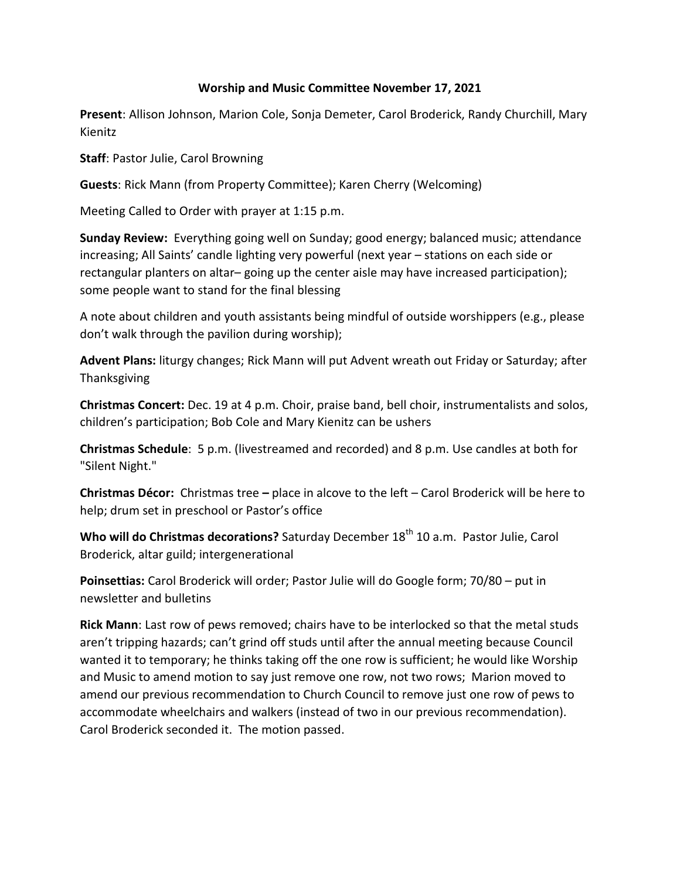## Worship and Music Committee November 17, 2021

**Present**: Allison Johnson, Marion Cole, Sonja Demeter, Carol Broderick, Randy Churchill, Mary Kienitz

**Staff**: Pastor Julie, Carol Browning

**Guests**: Rick Mann (from Property Committee); Karen Cherry (Welcoming)

Meeting Called to Order with prayer at 1:15 p.m.

**Sunday Review:** Everything going well on Sunday; good energy; balanced music; attendance increasing; All Saints' candle lighting very powerful (next year – stations on each side or rectangular planters on altar– going up the center aisle may have increased participation); some people want to stand for the final blessing

A note about children and youth assistants being mindful of outside worshippers (e.g., please don't walk through the pavilion during worship);

**Advent Plans:** liturgy changes; Rick Mann will put Advent wreath out Friday or Saturday; after Thanksgiving

**Christmas Concert:** Dec. 19 at 4 p.m. Choir, praise band, bell choir, instrumentalists and solos, children's participation; Bob Cole and Mary Kienitz can be ushers

**Christmas Schedule**: 5 p.m. (livestreamed and recorded) and 8 p.m. Use candles at both for "Silent Night."

**Christmas Décor:** Christmas tree – place in alcove to the left – Carol Broderick will be here to help; drum set in preschool or Pastor's office

**Who will do Christmas decorations?** Saturday December 18th 10 a.m. Pastor Julie, Carol Broderick, altar guild; intergenerational

**Poinsettias:** Carol Broderick will order; Pastor Julie will do Google form; 70/80 – put in newsletter and bulletins

**Rick Mann**: Last row of pews removed; chairs have to be interlocked so that the metal studs aren't tripping hazards; can't grind off studs until after the annual meeting because Council wanted it to temporary; he thinks taking off the one row is sufficient; he would like Worship and Music to amend motion to say just remove one row, not two rows; Marion moved to amend our previous recommendation to Church Council to remove just one row of pews to accommodate wheelchairs and walkers (instead of two in our previous recommendation). Carol Broderick seconded it. The motion passed.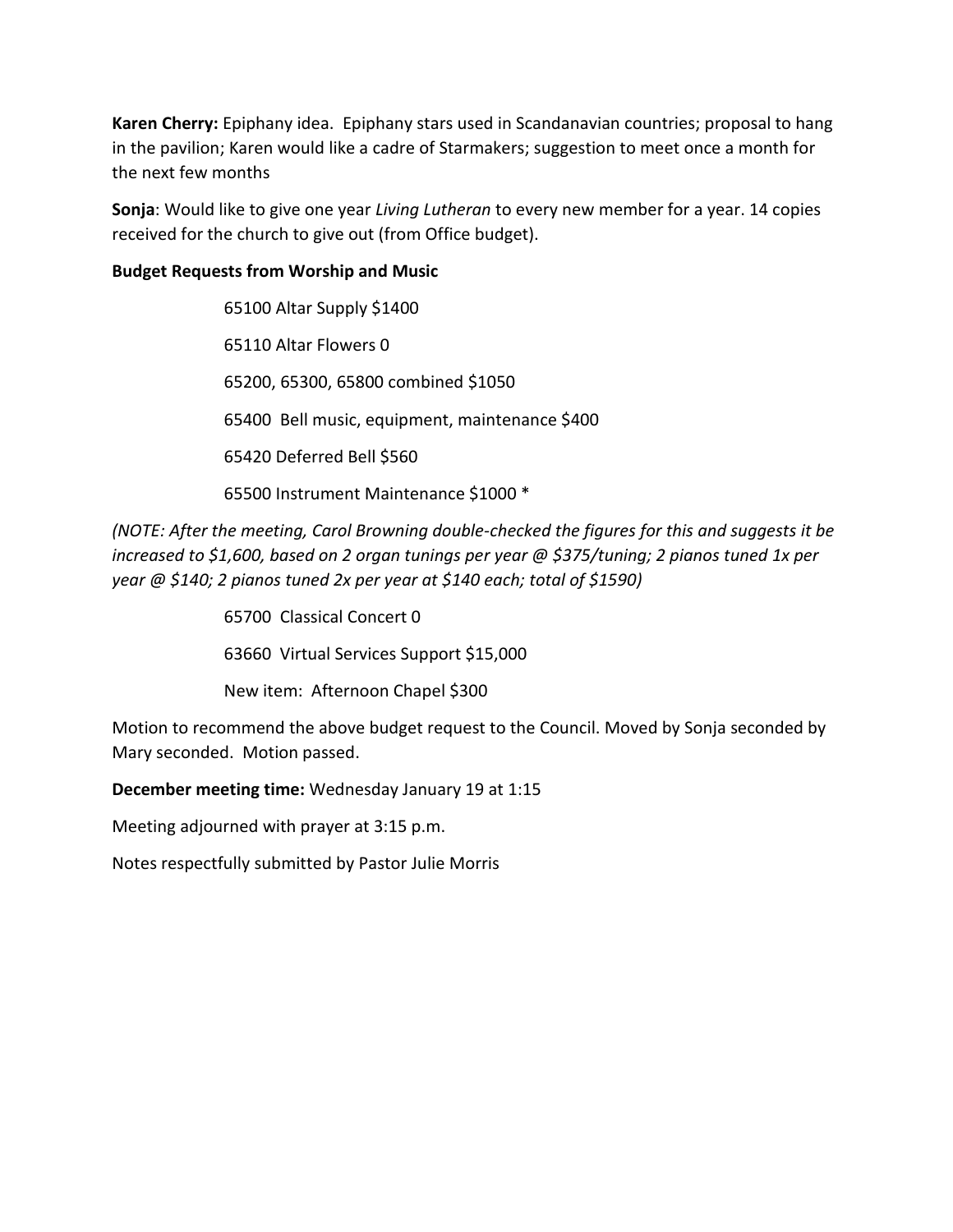**Karen Cherry:** Epiphany idea. Epiphany stars used in Scandanavian countries; proposal to hang in the pavilion; Karen would like a cadre of Starmakers; suggestion to meet once a month for the next few months

**Sonja**: Would like to give one year *Living Lutheran* to every new member for a year. 14 copies received for the church to give out (from Office budget).

**Budget Requests from Worship and Music**

65100 Altar Supply $1400

65110 Altar Flowers 0

65200, 65300, 65800 combined $1050

65400 Bell music, equipment, maintenance $400

65420 Deferred Bell $560

65500 Instrument Maintenance $1000 *

*(NOTE: After the meeting, Carol Browning double-checked the figures for this and suggests it be increased to $1,600, based on 2 organ tunings per year @ $375/tuning; 2 pianos tuned 1x per year @ $140; 2 pianos tuned 2x per year at $140 each; total of $1590)*

65700 Classical Concert 0

63660 Virtual Services Support $15,000

New item: Afternoon Chapel $300

Motion to recommend the above budget request to the Council. Moved by Sonja seconded by Mary seconded. Motion passed.

**December meeting time:** Wednesday January 19 at 1:15

Meeting adjourned with prayer at 3:15 p.m.

Notes respectfully submitted by Pastor Julie Morris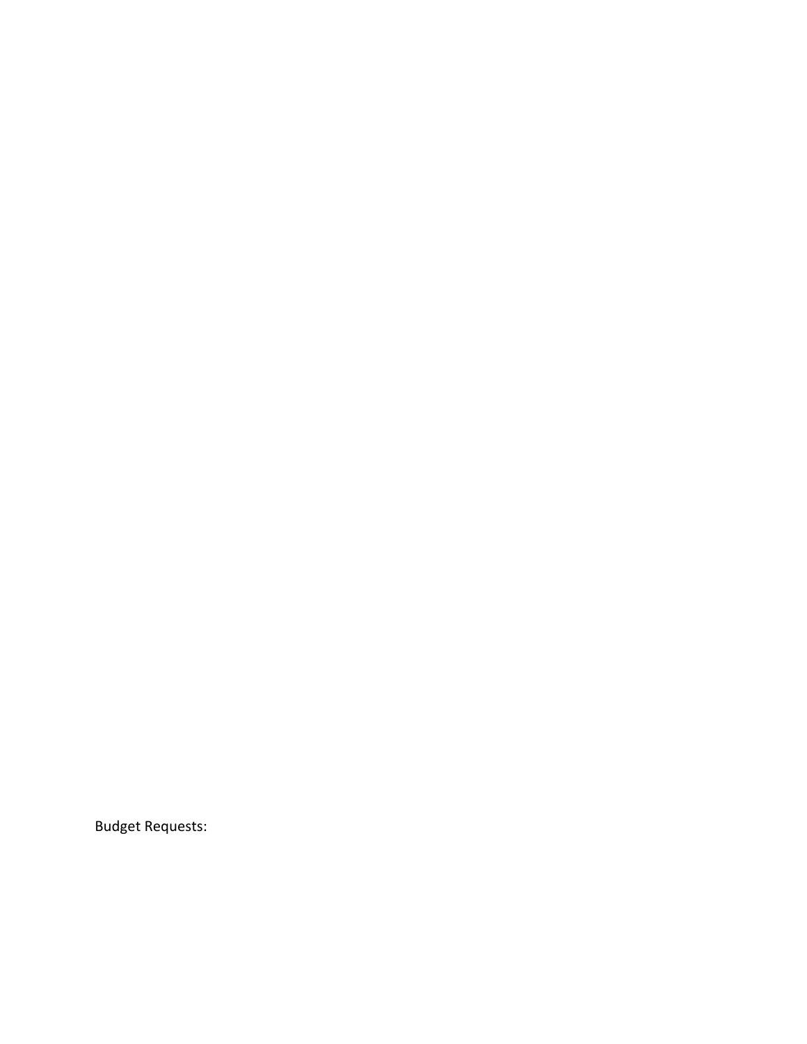Budget Requests: